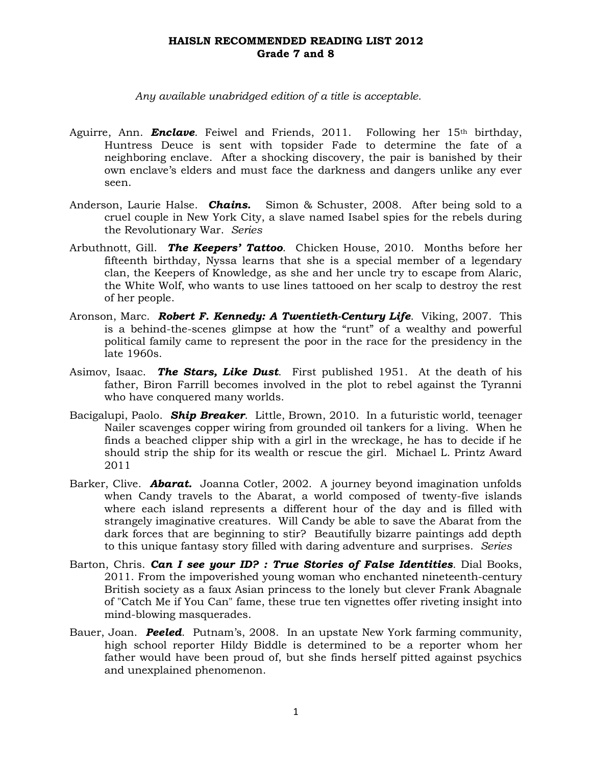# HAISLN RECOMMENDED READING LIST 2012
## Grade 7 and 8

*Any available unabridged edition of a title is acceptable.*

Aguirre, Ann. ***Enclave***. Feiwel and Friends, 2011. Following her 15th birthday, Huntress Deuce is sent with topsider Fade to determine the fate of a neighboring enclave. After a shocking discovery, the pair is banished by their own enclave's elders and must face the darkness and dangers unlike any ever seen.

Anderson, Laurie Halse. ***Chains.*** Simon & Schuster, 2008. After being sold to a cruel couple in New York City, a slave named Isabel spies for the rebels during the Revolutionary War. *Series*

Arbuthnott, Gill. ***The Keepers' Tattoo***. Chicken House, 2010. Months before her fifteenth birthday, Nyssa learns that she is a special member of a legendary clan, the Keepers of Knowledge, as she and her uncle try to escape from Alaric, the White Wolf, who wants to use lines tattooed on her scalp to destroy the rest of her people.

Aronson, Marc. ***Robert F. Kennedy: A Twentieth-Century Life***. Viking, 2007. This is a behind-the-scenes glimpse at how the "runt" of a wealthy and powerful political family came to represent the poor in the race for the presidency in the late 1960s.

Asimov, Isaac. ***The Stars, Like Dust***. First published 1951. At the death of his father, Biron Farrill becomes involved in the plot to rebel against the Tyranni who have conquered many worlds.

Bacigalupi, Paolo. ***Ship Breaker***. Little, Brown, 2010. In a futuristic world, teenager Nailer scavenges copper wiring from grounded oil tankers for a living. When he finds a beached clipper ship with a girl in the wreckage, he has to decide if he should strip the ship for its wealth or rescue the girl. Michael L. Printz Award 2011

Barker, Clive. ***Abarat.*** Joanna Cotler, 2002. A journey beyond imagination unfolds when Candy travels to the Abarat, a world composed of twenty-five islands where each island represents a different hour of the day and is filled with strangely imaginative creatures. Will Candy be able to save the Abarat from the dark forces that are beginning to stir? Beautifully bizarre paintings add depth to this unique fantasy story filled with daring adventure and surprises. *Series*

Barton, Chris. ***Can I see your ID? : True Stories of False Identities***. Dial Books, 2011. From the impoverished young woman who enchanted nineteenth-century British society as a faux Asian princess to the lonely but clever Frank Abagnale of "Catch Me if You Can" fame, these true ten vignettes offer riveting insight into mind-blowing masquerades.

Bauer, Joan. ***Peeled***. Putnam's, 2008. In an upstate New York farming community, high school reporter Hildy Biddle is determined to be a reporter whom her father would have been proud of, but she finds herself pitted against psychics and unexplained phenomenon.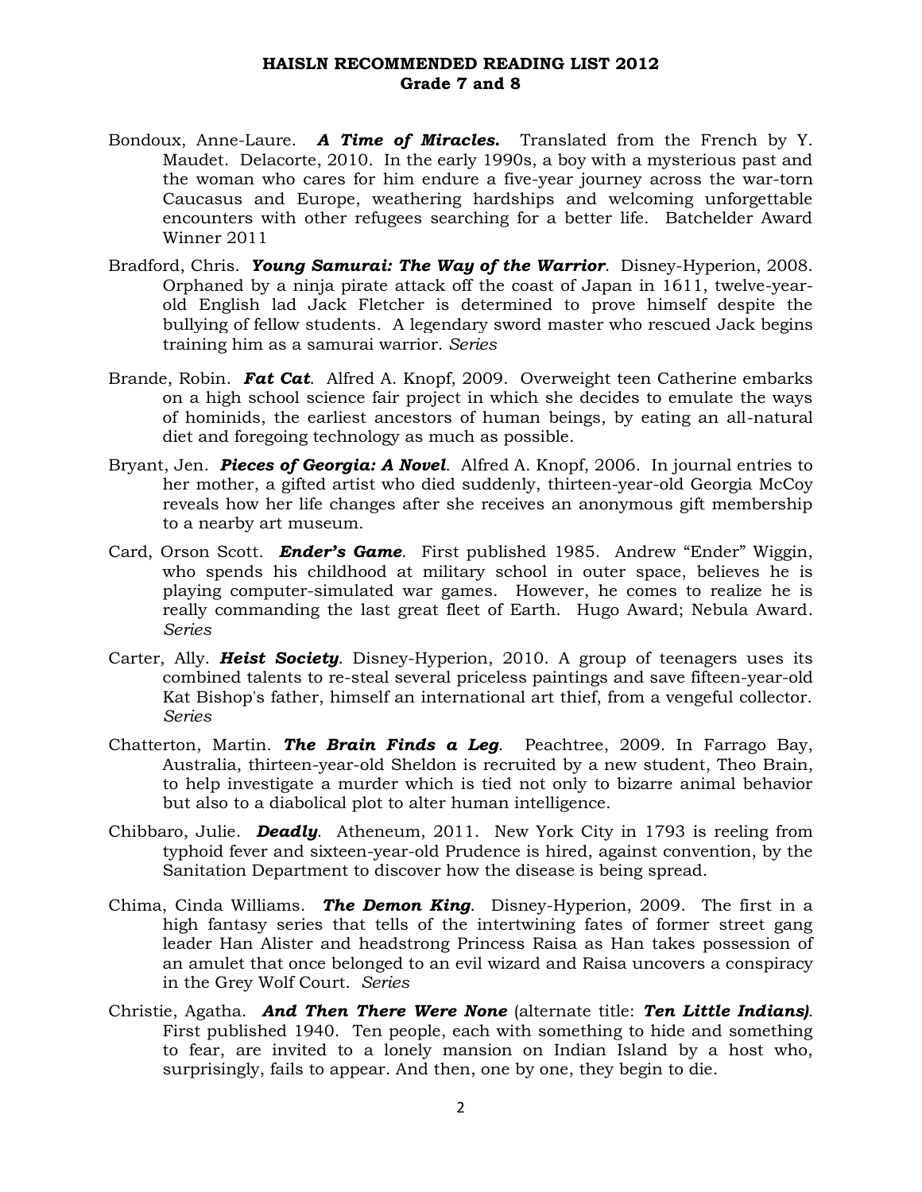**HAISLN RECOMMENDED READING LIST 2012**
**Grade 7 and 8**

Bondoux, Anne-Laure. ***A Time of Miracles.*** Translated from the French by Y. Maudet. Delacorte, 2010. In the early 1990s, a boy with a mysterious past and the woman who cares for him endure a five-year journey across the war-torn Caucasus and Europe, weathering hardships and welcoming unforgettable encounters with other refugees searching for a better life. Batchelder Award Winner 2011

Bradford, Chris. ***Young Samurai: The Way of the Warrior***. Disney-Hyperion, 2008. Orphaned by a ninja pirate attack off the coast of Japan in 1611, twelve-year-old English lad Jack Fletcher is determined to prove himself despite the bullying of fellow students. A legendary sword master who rescued Jack begins training him as a samurai warrior. *Series*

Brande, Robin. ***Fat Cat***. Alfred A. Knopf, 2009. Overweight teen Catherine embarks on a high school science fair project in which she decides to emulate the ways of hominids, the earliest ancestors of human beings, by eating an all-natural diet and foregoing technology as much as possible.

Bryant, Jen. ***Pieces of Georgia: A Novel***. Alfred A. Knopf, 2006. In journal entries to her mother, a gifted artist who died suddenly, thirteen-year-old Georgia McCoy reveals how her life changes after she receives an anonymous gift membership to a nearby art museum.

Card, Orson Scott. ***Ender's Game***. First published 1985. Andrew "Ender" Wiggin, who spends his childhood at military school in outer space, believes he is playing computer-simulated war games. However, he comes to realize he is really commanding the last great fleet of Earth. Hugo Award; Nebula Award. *Series*

Carter, Ally. ***Heist Society***. Disney-Hyperion, 2010. A group of teenagers uses its combined talents to re-steal several priceless paintings and save fifteen-year-old Kat Bishop's father, himself an international art thief, from a vengeful collector. *Series*

Chatterton, Martin. ***The Brain Finds a Leg***. Peachtree, 2009. In Farrago Bay, Australia, thirteen-year-old Sheldon is recruited by a new student, Theo Brain, to help investigate a murder which is tied not only to bizarre animal behavior but also to a diabolical plot to alter human intelligence.

Chibbaro, Julie. ***Deadly***. Atheneum, 2011. New York City in 1793 is reeling from typhoid fever and sixteen-year-old Prudence is hired, against convention, by the Sanitation Department to discover how the disease is being spread.

Chima, Cinda Williams. ***The Demon King***. Disney-Hyperion, 2009. The first in a high fantasy series that tells of the intertwining fates of former street gang leader Han Alister and headstrong Princess Raisa as Han takes possession of an amulet that once belonged to an evil wizard and Raisa uncovers a conspiracy in the Grey Wolf Court. *Series*

Christie, Agatha. ***And Then There Were None*** (alternate title: ***Ten Little Indians)***. First published 1940. Ten people, each with something to hide and something to fear, are invited to a lonely mansion on Indian Island by a host who, surprisingly, fails to appear. And then, one by one, they begin to die.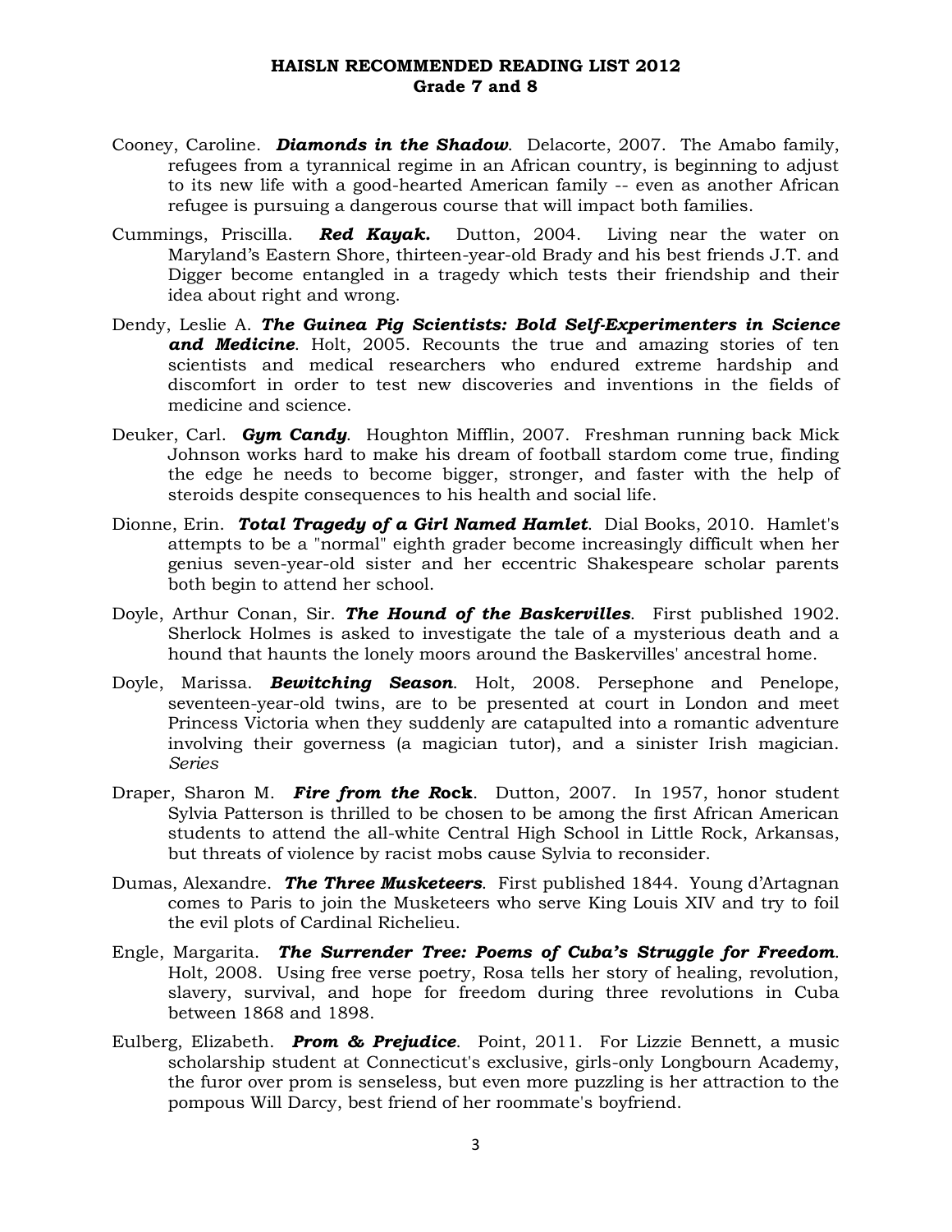# HAISLN RECOMMENDED READING LIST 2012
## Grade 7 and 8

Cooney, Caroline. ***Diamonds in the Shadow***. Delacorte, 2007. The Amabo family, refugees from a tyrannical regime in an African country, is beginning to adjust to its new life with a good-hearted American family -- even as another African refugee is pursuing a dangerous course that will impact both families.

Cummings, Priscilla. ***Red Kayak.*** Dutton, 2004. Living near the water on Maryland's Eastern Shore, thirteen-year-old Brady and his best friends J.T. and Digger become entangled in a tragedy which tests their friendship and their idea about right and wrong.

Dendy, Leslie A. ***The Guinea Pig Scientists: Bold Self-Experimenters in Science and Medicine***. Holt, 2005. Recounts the true and amazing stories of ten scientists and medical researchers who endured extreme hardship and discomfort in order to test new discoveries and inventions in the fields of medicine and science.

Deuker, Carl. ***Gym Candy***. Houghton Mifflin, 2007. Freshman running back Mick Johnson works hard to make his dream of football stardom come true, finding the edge he needs to become bigger, stronger, and faster with the help of steroids despite consequences to his health and social life.

Dionne, Erin. ***Total Tragedy of a Girl Named Hamlet***. Dial Books, 2010. Hamlet's attempts to be a "normal" eighth grader become increasingly difficult when her genius seven-year-old sister and her eccentric Shakespeare scholar parents both begin to attend her school.

Doyle, Arthur Conan, Sir. ***The Hound of the Baskervilles***. First published 1902. Sherlock Holmes is asked to investigate the tale of a mysterious death and a hound that haunts the lonely moors around the Baskervilles' ancestral home.

Doyle, Marissa. ***Bewitching Season***. Holt, 2008. Persephone and Penelope, seventeen-year-old twins, are to be presented at court in London and meet Princess Victoria when they suddenly are catapulted into a romantic adventure involving their governess (a magician tutor), and a sinister Irish magician. *Series*

Draper, Sharon M. ***Fire from the Rock***. Dutton, 2007. In 1957, honor student Sylvia Patterson is thrilled to be chosen to be among the first African American students to attend the all-white Central High School in Little Rock, Arkansas, but threats of violence by racist mobs cause Sylvia to reconsider.

Dumas, Alexandre. ***The Three Musketeers***. First published 1844. Young d'Artagnan comes to Paris to join the Musketeers who serve King Louis XIV and try to foil the evil plots of Cardinal Richelieu.

Engle, Margarita. ***The Surrender Tree: Poems of Cuba's Struggle for Freedom***. Holt, 2008. Using free verse poetry, Rosa tells her story of healing, revolution, slavery, survival, and hope for freedom during three revolutions in Cuba between 1868 and 1898.

Eulberg, Elizabeth. ***Prom & Prejudice***. Point, 2011. For Lizzie Bennett, a music scholarship student at Connecticut's exclusive, girls-only Longbourn Academy, the furor over prom is senseless, but even more puzzling is her attraction to the pompous Will Darcy, best friend of her roommate's boyfriend.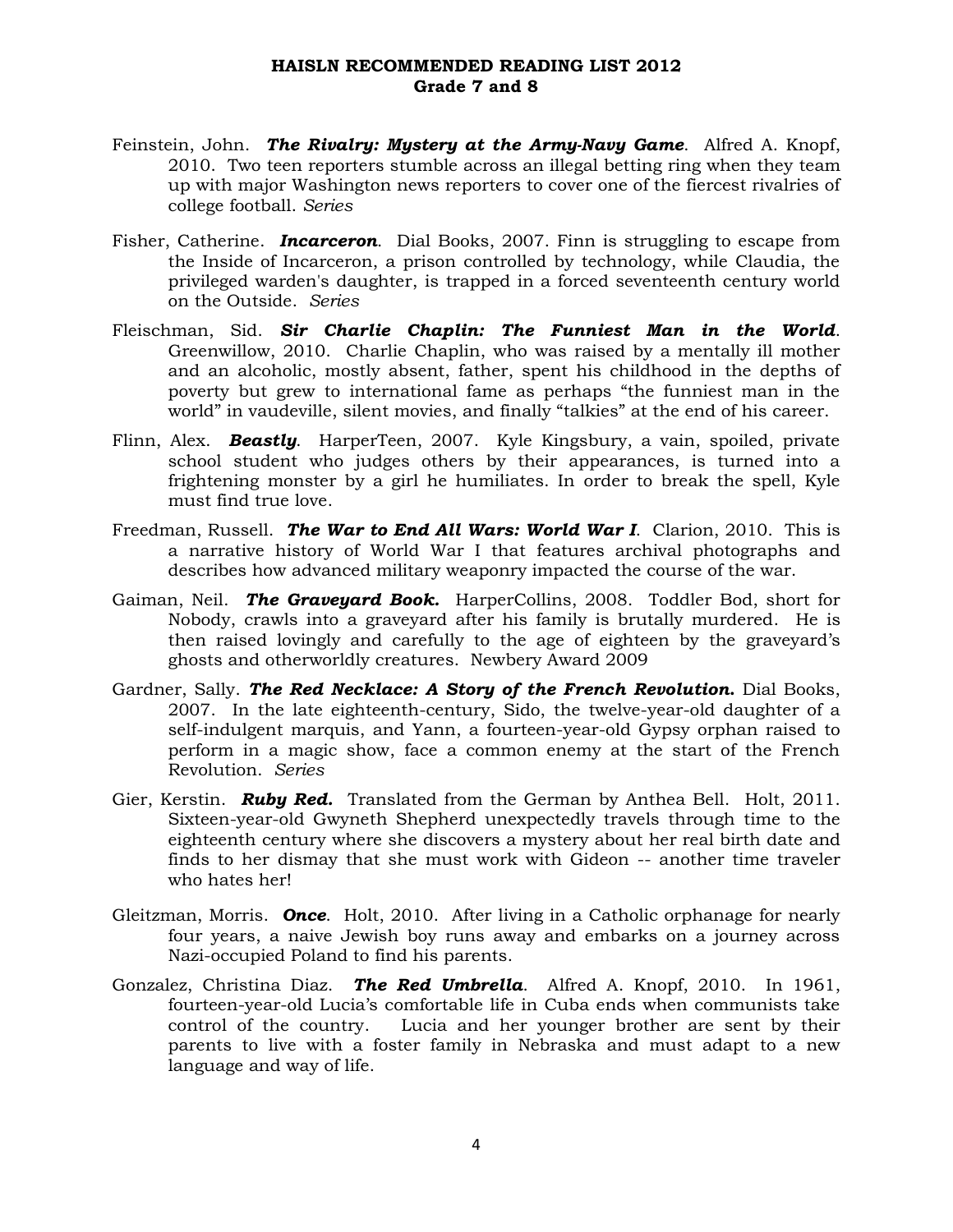**HAISLN RECOMMENDED READING LIST 2012**
**Grade 7 and 8**

Feinstein, John. ***The Rivalry: Mystery at the Army-Navy Game***. Alfred A. Knopf, 2010. Two teen reporters stumble across an illegal betting ring when they team up with major Washington news reporters to cover one of the fiercest rivalries of college football. *Series*

Fisher, Catherine. ***Incarceron***. Dial Books, 2007. Finn is struggling to escape from the Inside of Incarceron, a prison controlled by technology, while Claudia, the privileged warden's daughter, is trapped in a forced seventeenth century world on the Outside. *Series*

Fleischman, Sid. ***Sir Charlie Chaplin: The Funniest Man in the World***. Greenwillow, 2010. Charlie Chaplin, who was raised by a mentally ill mother and an alcoholic, mostly absent, father, spent his childhood in the depths of poverty but grew to international fame as perhaps "the funniest man in the world" in vaudeville, silent movies, and finally "talkies" at the end of his career.

Flinn, Alex. ***Beastly***. HarperTeen, 2007. Kyle Kingsbury, a vain, spoiled, private school student who judges others by their appearances, is turned into a frightening monster by a girl he humiliates. In order to break the spell, Kyle must find true love.

Freedman, Russell. ***The War to End All Wars: World War I***. Clarion, 2010. This is a narrative history of World War I that features archival photographs and describes how advanced military weaponry impacted the course of the war.

Gaiman, Neil. ***The Graveyard Book.*** HarperCollins, 2008. Toddler Bod, short for Nobody, crawls into a graveyard after his family is brutally murdered. He is then raised lovingly and carefully to the age of eighteen by the graveyard's ghosts and otherworldly creatures. Newbery Award 2009

Gardner, Sally. ***The Red Necklace: A Story of the French Revolution.*** Dial Books, 2007. In the late eighteenth-century, Sido, the twelve-year-old daughter of a self-indulgent marquis, and Yann, a fourteen-year-old Gypsy orphan raised to perform in a magic show, face a common enemy at the start of the French Revolution. *Series*

Gier, Kerstin. ***Ruby Red.*** Translated from the German by Anthea Bell. Holt, 2011. Sixteen-year-old Gwyneth Shepherd unexpectedly travels through time to the eighteenth century where she discovers a mystery about her real birth date and finds to her dismay that she must work with Gideon -- another time traveler who hates her!

Gleitzman, Morris. ***Once***. Holt, 2010. After living in a Catholic orphanage for nearly four years, a naive Jewish boy runs away and embarks on a journey across Nazi-occupied Poland to find his parents.

Gonzalez, Christina Diaz. ***The Red Umbrella***. Alfred A. Knopf, 2010. In 1961, fourteen-year-old Lucia's comfortable life in Cuba ends when communists take control of the country. Lucia and her younger brother are sent by their parents to live with a foster family in Nebraska and must adapt to a new language and way of life.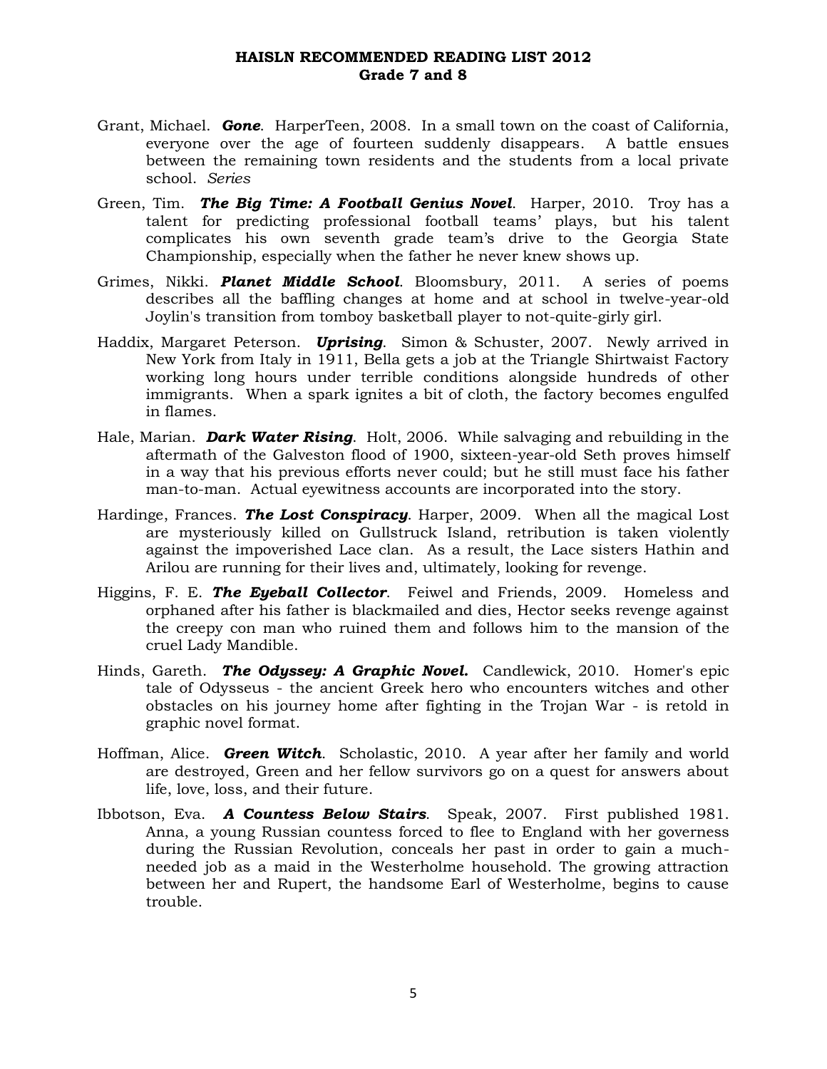**HAISLN RECOMMENDED READING LIST 2012**
**Grade 7 and 8**

Grant, Michael. ***Gone***. HarperTeen, 2008. In a small town on the coast of California, everyone over the age of fourteen suddenly disappears. A battle ensues between the remaining town residents and the students from a local private school. *Series*

Green, Tim. ***The Big Time: A Football Genius Novel***. Harper, 2010. Troy has a talent for predicting professional football teams' plays, but his talent complicates his own seventh grade team's drive to the Georgia State Championship, especially when the father he never knew shows up.

Grimes, Nikki. ***Planet Middle School***. Bloomsbury, 2011. A series of poems describes all the baffling changes at home and at school in twelve-year-old Joylin's transition from tomboy basketball player to not-quite-girly girl.

Haddix, Margaret Peterson. ***Uprising***. Simon & Schuster, 2007. Newly arrived in New York from Italy in 1911, Bella gets a job at the Triangle Shirtwaist Factory working long hours under terrible conditions alongside hundreds of other immigrants. When a spark ignites a bit of cloth, the factory becomes engulfed in flames.

Hale, Marian. ***Dark Water Rising***. Holt, 2006. While salvaging and rebuilding in the aftermath of the Galveston flood of 1900, sixteen-year-old Seth proves himself in a way that his previous efforts never could; but he still must face his father man-to-man. Actual eyewitness accounts are incorporated into the story.

Hardinge, Frances. ***The Lost Conspiracy***. Harper, 2009. When all the magical Lost are mysteriously killed on Gullstruck Island, retribution is taken violently against the impoverished Lace clan. As a result, the Lace sisters Hathin and Arilou are running for their lives and, ultimately, looking for revenge.

Higgins, F. E. ***The Eyeball Collector***. Feiwel and Friends, 2009. Homeless and orphaned after his father is blackmailed and dies, Hector seeks revenge against the creepy con man who ruined them and follows him to the mansion of the cruel Lady Mandible.

Hinds, Gareth. ***The Odyssey: A Graphic Novel.*** Candlewick, 2010. Homer's epic tale of Odysseus - the ancient Greek hero who encounters witches and other obstacles on his journey home after fighting in the Trojan War - is retold in graphic novel format.

Hoffman, Alice. ***Green Witch***. Scholastic, 2010. A year after her family and world are destroyed, Green and her fellow survivors go on a quest for answers about life, love, loss, and their future.

Ibbotson, Eva. ***A Countess Below Stairs***. Speak, 2007. First published 1981. Anna, a young Russian countess forced to flee to England with her governess during the Russian Revolution, conceals her past in order to gain a much-needed job as a maid in the Westerholme household. The growing attraction between her and Rupert, the handsome Earl of Westerholme, begins to cause trouble.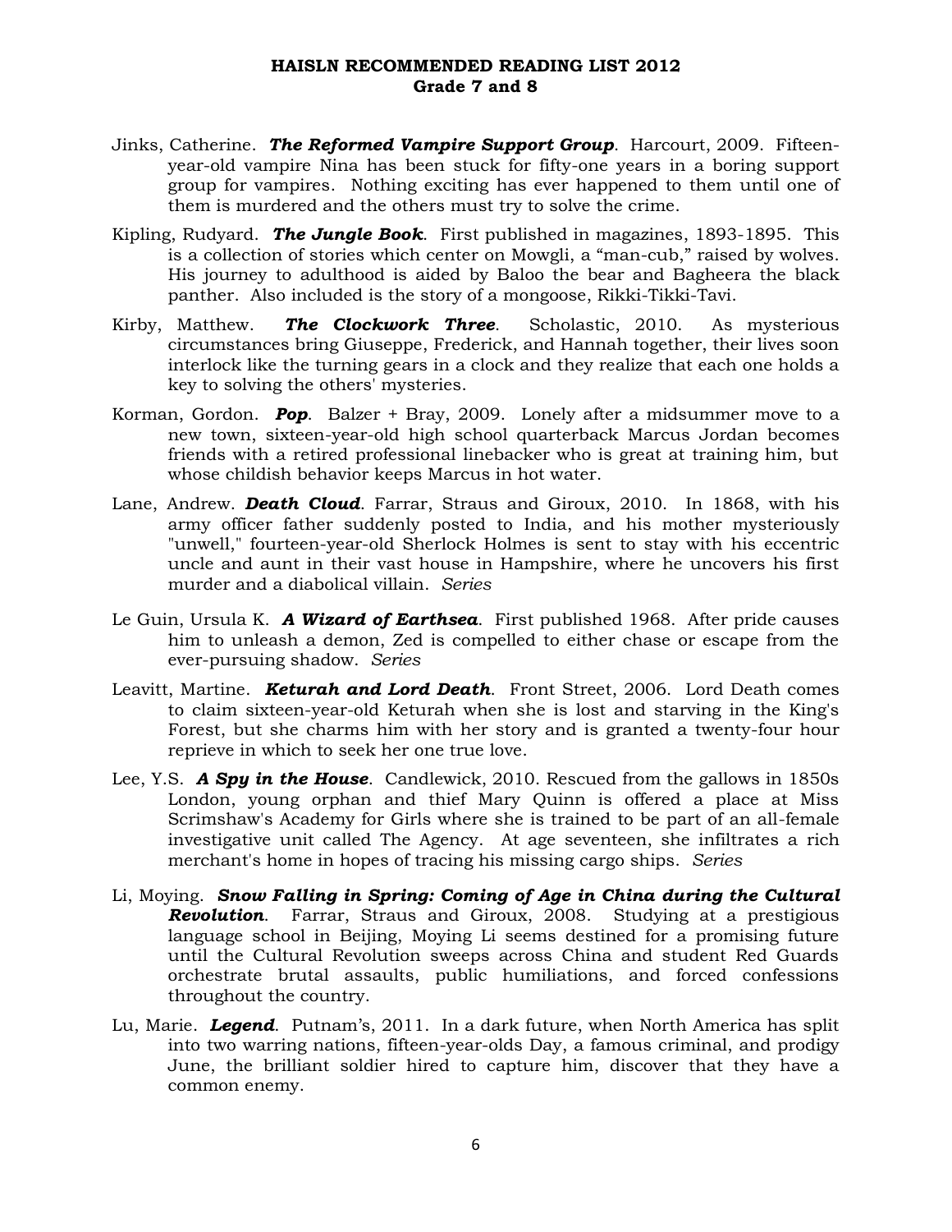**HAISLN RECOMMENDED READING LIST 2012**
**Grade 7 and 8**

Jinks, Catherine. ***The Reformed Vampire Support Group***. Harcourt, 2009. Fifteen-year-old vampire Nina has been stuck for fifty-one years in a boring support group for vampires. Nothing exciting has ever happened to them until one of them is murdered and the others must try to solve the crime.

Kipling, Rudyard. ***The Jungle Book***. First published in magazines, 1893-1895. This is a collection of stories which center on Mowgli, a "man-cub," raised by wolves. His journey to adulthood is aided by Baloo the bear and Bagheera the black panther. Also included is the story of a mongoose, Rikki-Tikki-Tavi.

Kirby, Matthew. ***The Clockwork Three***. Scholastic, 2010. As mysterious circumstances bring Giuseppe, Frederick, and Hannah together, their lives soon interlock like the turning gears in a clock and they realize that each one holds a key to solving the others' mysteries.

Korman, Gordon. ***Pop***. Balzer + Bray, 2009. Lonely after a midsummer move to a new town, sixteen-year-old high school quarterback Marcus Jordan becomes friends with a retired professional linebacker who is great at training him, but whose childish behavior keeps Marcus in hot water.

Lane, Andrew. ***Death Cloud***. Farrar, Straus and Giroux, 2010. In 1868, with his army officer father suddenly posted to India, and his mother mysteriously "unwell," fourteen-year-old Sherlock Holmes is sent to stay with his eccentric uncle and aunt in their vast house in Hampshire, where he uncovers his first murder and a diabolical villain. *Series*

Le Guin, Ursula K. ***A Wizard of Earthsea***. First published 1968. After pride causes him to unleash a demon, Zed is compelled to either chase or escape from the ever-pursuing shadow. *Series*

Leavitt, Martine. ***Keturah and Lord Death***. Front Street, 2006. Lord Death comes to claim sixteen-year-old Keturah when she is lost and starving in the King's Forest, but she charms him with her story and is granted a twenty-four hour reprieve in which to seek her one true love.

Lee, Y.S. ***A Spy in the House***. Candlewick, 2010. Rescued from the gallows in 1850s London, young orphan and thief Mary Quinn is offered a place at Miss Scrimshaw's Academy for Girls where she is trained to be part of an all-female investigative unit called The Agency. At age seventeen, she infiltrates a rich merchant's home in hopes of tracing his missing cargo ships. *Series*

Li, Moying. ***Snow Falling in Spring: Coming of Age in China during the Cultural Revolution***. Farrar, Straus and Giroux, 2008. Studying at a prestigious language school in Beijing, Moying Li seems destined for a promising future until the Cultural Revolution sweeps across China and student Red Guards orchestrate brutal assaults, public humiliations, and forced confessions throughout the country.

Lu, Marie. ***Legend***. Putnam's, 2011. In a dark future, when North America has split into two warring nations, fifteen-year-olds Day, a famous criminal, and prodigy June, the brilliant soldier hired to capture him, discover that they have a common enemy.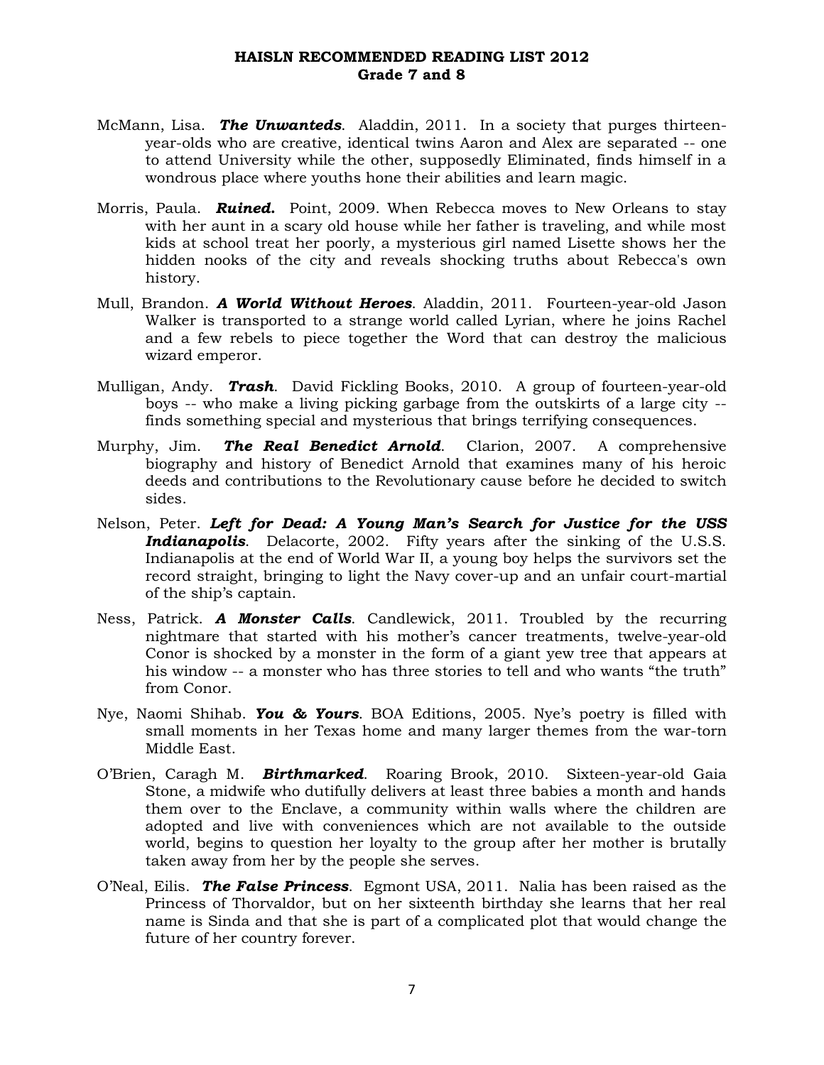# HAISLN RECOMMENDED READING LIST 2012
## Grade 7 and 8

McMann, Lisa. ***The Unwanteds***. Aladdin, 2011. In a society that purges thirteen-year-olds who are creative, identical twins Aaron and Alex are separated -- one to attend University while the other, supposedly Eliminated, finds himself in a wondrous place where youths hone their abilities and learn magic.

Morris, Paula. ***Ruined.*** Point, 2009. When Rebecca moves to New Orleans to stay with her aunt in a scary old house while her father is traveling, and while most kids at school treat her poorly, a mysterious girl named Lisette shows her the hidden nooks of the city and reveals shocking truths about Rebecca's own history.

Mull, Brandon. ***A World Without Heroes***. Aladdin, 2011. Fourteen-year-old Jason Walker is transported to a strange world called Lyrian, where he joins Rachel and a few rebels to piece together the Word that can destroy the malicious wizard emperor.

Mulligan, Andy. ***Trash***. David Fickling Books, 2010. A group of fourteen-year-old boys -- who make a living picking garbage from the outskirts of a large city -- finds something special and mysterious that brings terrifying consequences.

Murphy, Jim. ***The Real Benedict Arnold***. Clarion, 2007. A comprehensive biography and history of Benedict Arnold that examines many of his heroic deeds and contributions to the Revolutionary cause before he decided to switch sides.

Nelson, Peter. ***Left for Dead: A Young Man's Search for Justice for the USS Indianapolis***. Delacorte, 2002. Fifty years after the sinking of the U.S.S. Indianapolis at the end of World War II, a young boy helps the survivors set the record straight, bringing to light the Navy cover-up and an unfair court-martial of the ship's captain.

Ness, Patrick. ***A Monster Calls***. Candlewick, 2011. Troubled by the recurring nightmare that started with his mother's cancer treatments, twelve-year-old Conor is shocked by a monster in the form of a giant yew tree that appears at his window -- a monster who has three stories to tell and who wants "the truth" from Conor.

Nye, Naomi Shihab. ***You & Yours***. BOA Editions, 2005. Nye's poetry is filled with small moments in her Texas home and many larger themes from the war-torn Middle East.

O'Brien, Caragh M. ***Birthmarked***. Roaring Brook, 2010. Sixteen-year-old Gaia Stone, a midwife who dutifully delivers at least three babies a month and hands them over to the Enclave, a community within walls where the children are adopted and live with conveniences which are not available to the outside world, begins to question her loyalty to the group after her mother is brutally taken away from her by the people she serves.

O'Neal, Eilis. ***The False Princess***. Egmont USA, 2011. Nalia has been raised as the Princess of Thorvaldor, but on her sixteenth birthday she learns that her real name is Sinda and that she is part of a complicated plot that would change the future of her country forever.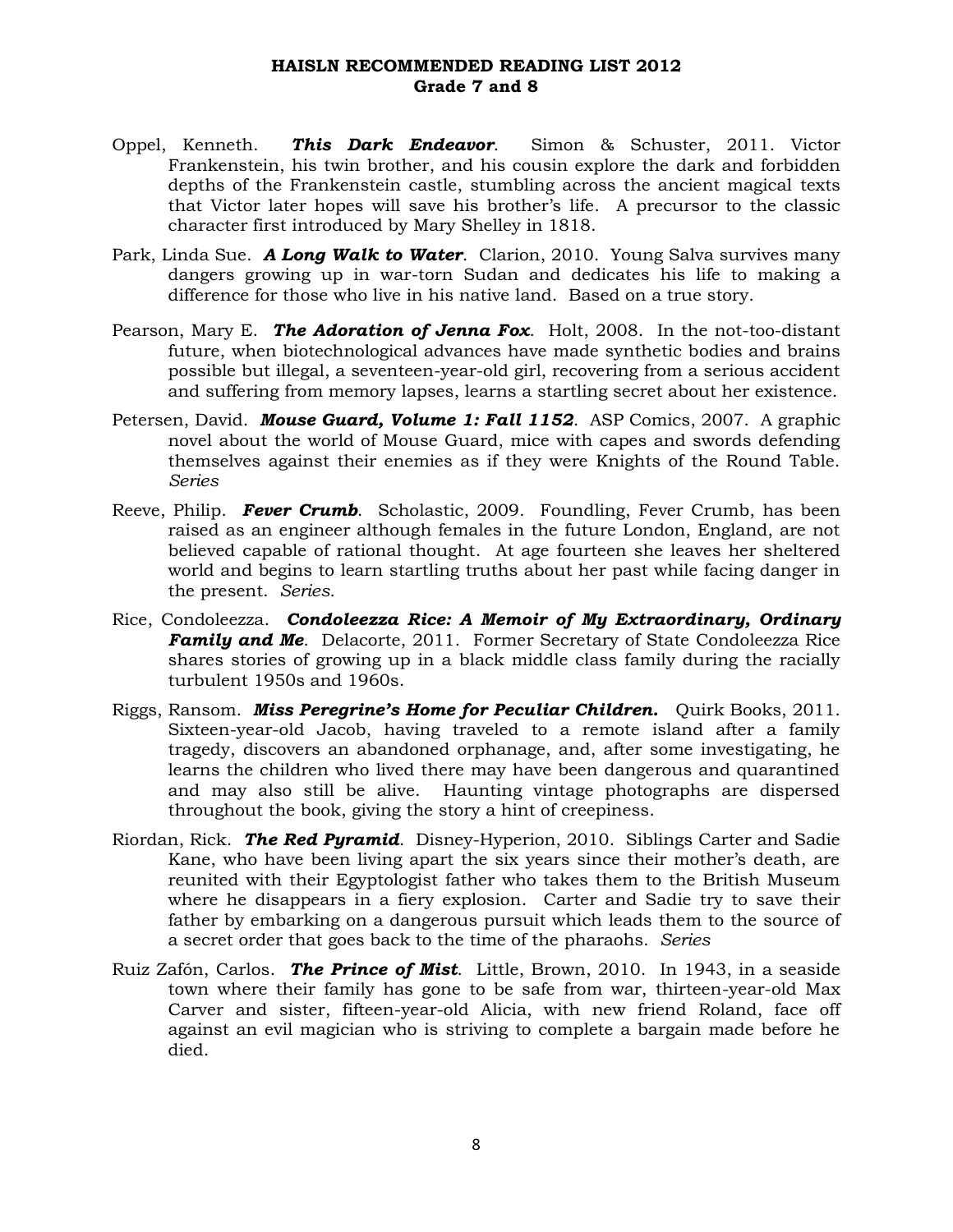**HAISLN RECOMMENDED READING LIST 2012**
**Grade 7 and 8**

Oppel, Kenneth. ***This Dark Endeavor***. Simon & Schuster, 2011. Victor Frankenstein, his twin brother, and his cousin explore the dark and forbidden depths of the Frankenstein castle, stumbling across the ancient magical texts that Victor later hopes will save his brother's life. A precursor to the classic character first introduced by Mary Shelley in 1818.

Park, Linda Sue. ***A Long Walk to Water***. Clarion, 2010. Young Salva survives many dangers growing up in war-torn Sudan and dedicates his life to making a difference for those who live in his native land. Based on a true story.

Pearson, Mary E. ***The Adoration of Jenna Fox***. Holt, 2008. In the not-too-distant future, when biotechnological advances have made synthetic bodies and brains possible but illegal, a seventeen-year-old girl, recovering from a serious accident and suffering from memory lapses, learns a startling secret about her existence.

Petersen, David. ***Mouse Guard, Volume 1: Fall 1152***. ASP Comics, 2007. A graphic novel about the world of Mouse Guard, mice with capes and swords defending themselves against their enemies as if they were Knights of the Round Table. *Series*

Reeve, Philip. ***Fever Crumb***. Scholastic, 2009. Foundling, Fever Crumb, has been raised as an engineer although females in the future London, England, are not believed capable of rational thought. At age fourteen she leaves her sheltered world and begins to learn startling truths about her past while facing danger in the present. *Series.*

Rice, Condoleezza. ***Condoleezza Rice: A Memoir of My Extraordinary, Ordinary Family and Me***. Delacorte, 2011. Former Secretary of State Condoleezza Rice shares stories of growing up in a black middle class family during the racially turbulent 1950s and 1960s.

Riggs, Ransom. ***Miss Peregrine's Home for Peculiar Children.*** Quirk Books, 2011. Sixteen-year-old Jacob, having traveled to a remote island after a family tragedy, discovers an abandoned orphanage, and, after some investigating, he learns the children who lived there may have been dangerous and quarantined and may also still be alive. Haunting vintage photographs are dispersed throughout the book, giving the story a hint of creepiness.

Riordan, Rick. ***The Red Pyramid***. Disney-Hyperion, 2010. Siblings Carter and Sadie Kane, who have been living apart the six years since their mother's death, are reunited with their Egyptologist father who takes them to the British Museum where he disappears in a fiery explosion. Carter and Sadie try to save their father by embarking on a dangerous pursuit which leads them to the source of a secret order that goes back to the time of the pharaohs. *Series*

Ruiz Zafón, Carlos. ***The Prince of Mist***. Little, Brown, 2010. In 1943, in a seaside town where their family has gone to be safe from war, thirteen-year-old Max Carver and sister, fifteen-year-old Alicia, with new friend Roland, face off against an evil magician who is striving to complete a bargain made before he died.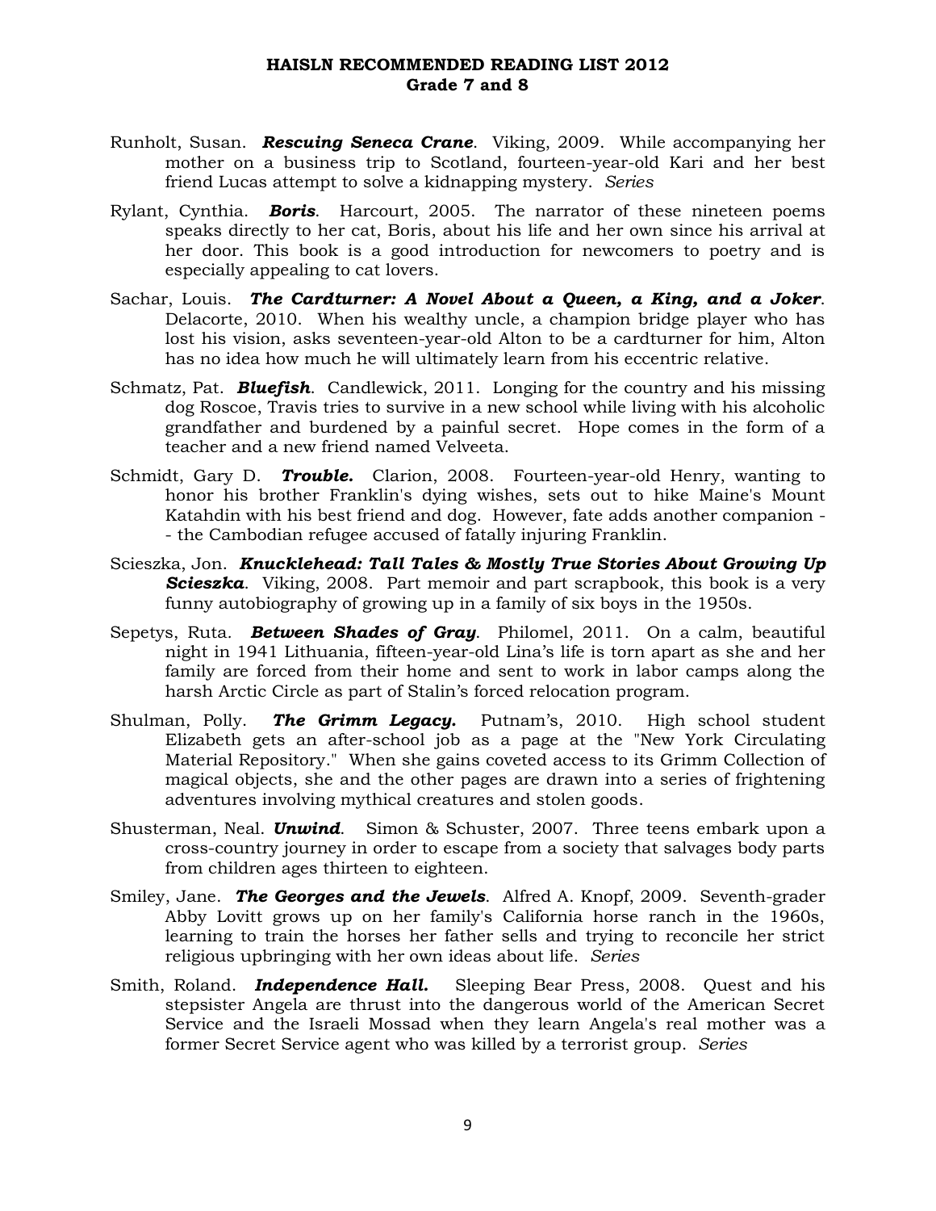**HAISLN RECOMMENDED READING LIST 2012**
**Grade 7 and 8**

Runholt, Susan. ***Rescuing Seneca Crane***. Viking, 2009. While accompanying her mother on a business trip to Scotland, fourteen-year-old Kari and her best friend Lucas attempt to solve a kidnapping mystery. *Series*

Rylant, Cynthia. ***Boris***. Harcourt, 2005. The narrator of these nineteen poems speaks directly to her cat, Boris, about his life and her own since his arrival at her door. This book is a good introduction for newcomers to poetry and is especially appealing to cat lovers.

Sachar, Louis. ***The Cardturner: A Novel About a Queen, a King, and a Joker***. Delacorte, 2010. When his wealthy uncle, a champion bridge player who has lost his vision, asks seventeen-year-old Alton to be a cardturner for him, Alton has no idea how much he will ultimately learn from his eccentric relative.

Schmatz, Pat. ***Bluefish***. Candlewick, 2011. Longing for the country and his missing dog Roscoe, Travis tries to survive in a new school while living with his alcoholic grandfather and burdened by a painful secret. Hope comes in the form of a teacher and a new friend named Velveeta.

Schmidt, Gary D. ***Trouble.*** Clarion, 2008. Fourteen-year-old Henry, wanting to honor his brother Franklin's dying wishes, sets out to hike Maine's Mount Katahdin with his best friend and dog. However, fate adds another companion -- the Cambodian refugee accused of fatally injuring Franklin.

Scieszka, Jon. ***Knucklehead: Tall Tales & Mostly True Stories About Growing Up Scieszka***. Viking, 2008. Part memoir and part scrapbook, this book is a very funny autobiography of growing up in a family of six boys in the 1950s.

Sepetys, Ruta. ***Between Shades of Gray***. Philomel, 2011. On a calm, beautiful night in 1941 Lithuania, fifteen-year-old Lina's life is torn apart as she and her family are forced from their home and sent to work in labor camps along the harsh Arctic Circle as part of Stalin's forced relocation program.

Shulman, Polly. ***The Grimm Legacy.*** Putnam's, 2010. High school student Elizabeth gets an after-school job as a page at the "New York Circulating Material Repository." When she gains coveted access to its Grimm Collection of magical objects, she and the other pages are drawn into a series of frightening adventures involving mythical creatures and stolen goods.

Shusterman, Neal. ***Unwind***. Simon & Schuster, 2007. Three teens embark upon a cross-country journey in order to escape from a society that salvages body parts from children ages thirteen to eighteen.

Smiley, Jane. ***The Georges and the Jewels***. Alfred A. Knopf, 2009. Seventh-grader Abby Lovitt grows up on her family's California horse ranch in the 1960s, learning to train the horses her father sells and trying to reconcile her strict religious upbringing with her own ideas about life. *Series*

Smith, Roland. ***Independence Hall.*** Sleeping Bear Press, 2008. Quest and his stepsister Angela are thrust into the dangerous world of the American Secret Service and the Israeli Mossad when they learn Angela's real mother was a former Secret Service agent who was killed by a terrorist group. *Series*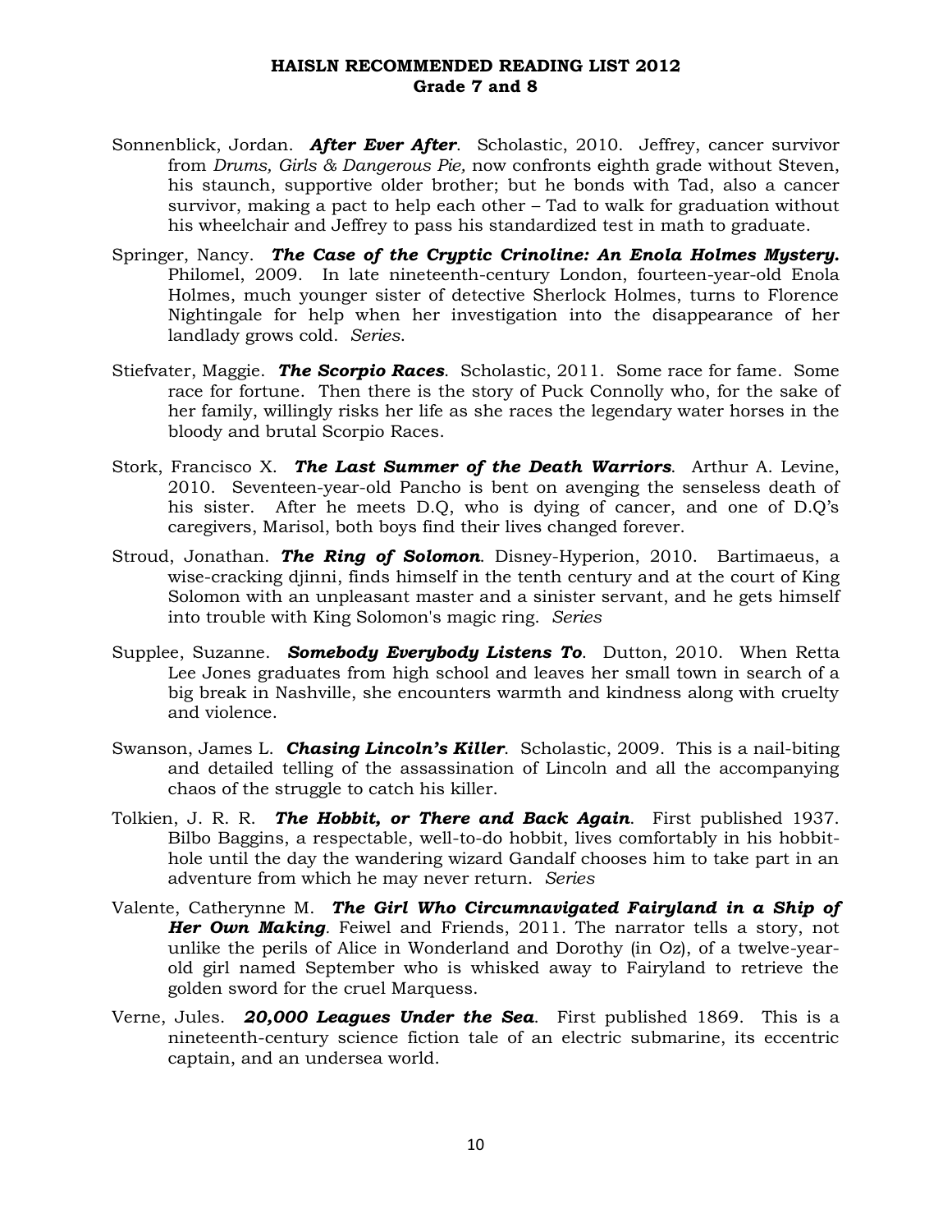**HAISLN RECOMMENDED READING LIST 2012**
**Grade 7 and 8**

Sonnenblick, Jordan. ***After Ever After***. Scholastic, 2010. Jeffrey, cancer survivor from *Drums, Girls & Dangerous Pie,* now confronts eighth grade without Steven, his staunch, supportive older brother; but he bonds with Tad, also a cancer survivor, making a pact to help each other – Tad to walk for graduation without his wheelchair and Jeffrey to pass his standardized test in math to graduate.

Springer, Nancy. ***The Case of the Cryptic Crinoline: An Enola Holmes Mystery.*** Philomel, 2009. In late nineteenth-century London, fourteen-year-old Enola Holmes, much younger sister of detective Sherlock Holmes, turns to Florence Nightingale for help when her investigation into the disappearance of her landlady grows cold. *Series.*

Stiefvater, Maggie. ***The Scorpio Races***. Scholastic, 2011. Some race for fame. Some race for fortune. Then there is the story of Puck Connolly who, for the sake of her family, willingly risks her life as she races the legendary water horses in the bloody and brutal Scorpio Races.

Stork, Francisco X. ***The Last Summer of the Death Warriors***. Arthur A. Levine, 2010. Seventeen-year-old Pancho is bent on avenging the senseless death of his sister. After he meets D.Q, who is dying of cancer, and one of D.Q's caregivers, Marisol, both boys find their lives changed forever.

Stroud, Jonathan. ***The Ring of Solomon***. Disney-Hyperion, 2010. Bartimaeus, a wise-cracking djinni, finds himself in the tenth century and at the court of King Solomon with an unpleasant master and a sinister servant, and he gets himself into trouble with King Solomon's magic ring. *Series*

Supplee, Suzanne. ***Somebody Everybody Listens To***. Dutton, 2010. When Retta Lee Jones graduates from high school and leaves her small town in search of a big break in Nashville, she encounters warmth and kindness along with cruelty and violence.

Swanson, James L. ***Chasing Lincoln's Killer***. Scholastic, 2009. This is a nail-biting and detailed telling of the assassination of Lincoln and all the accompanying chaos of the struggle to catch his killer.

Tolkien, J. R. R. ***The Hobbit, or There and Back Again***. First published 1937. Bilbo Baggins, a respectable, well-to-do hobbit, lives comfortably in his hobbit-hole until the day the wandering wizard Gandalf chooses him to take part in an adventure from which he may never return. *Series*

Valente, Catherynne M. ***The Girl Who Circumnavigated Fairyland in a Ship of Her Own Making***. Feiwel and Friends, 2011. The narrator tells a story, not unlike the perils of Alice in Wonderland and Dorothy (in Oz), of a twelve-year-old girl named September who is whisked away to Fairyland to retrieve the golden sword for the cruel Marquess.

Verne, Jules. ***20,000 Leagues Under the Sea***. First published 1869. This is a nineteenth-century science fiction tale of an electric submarine, its eccentric captain, and an undersea world.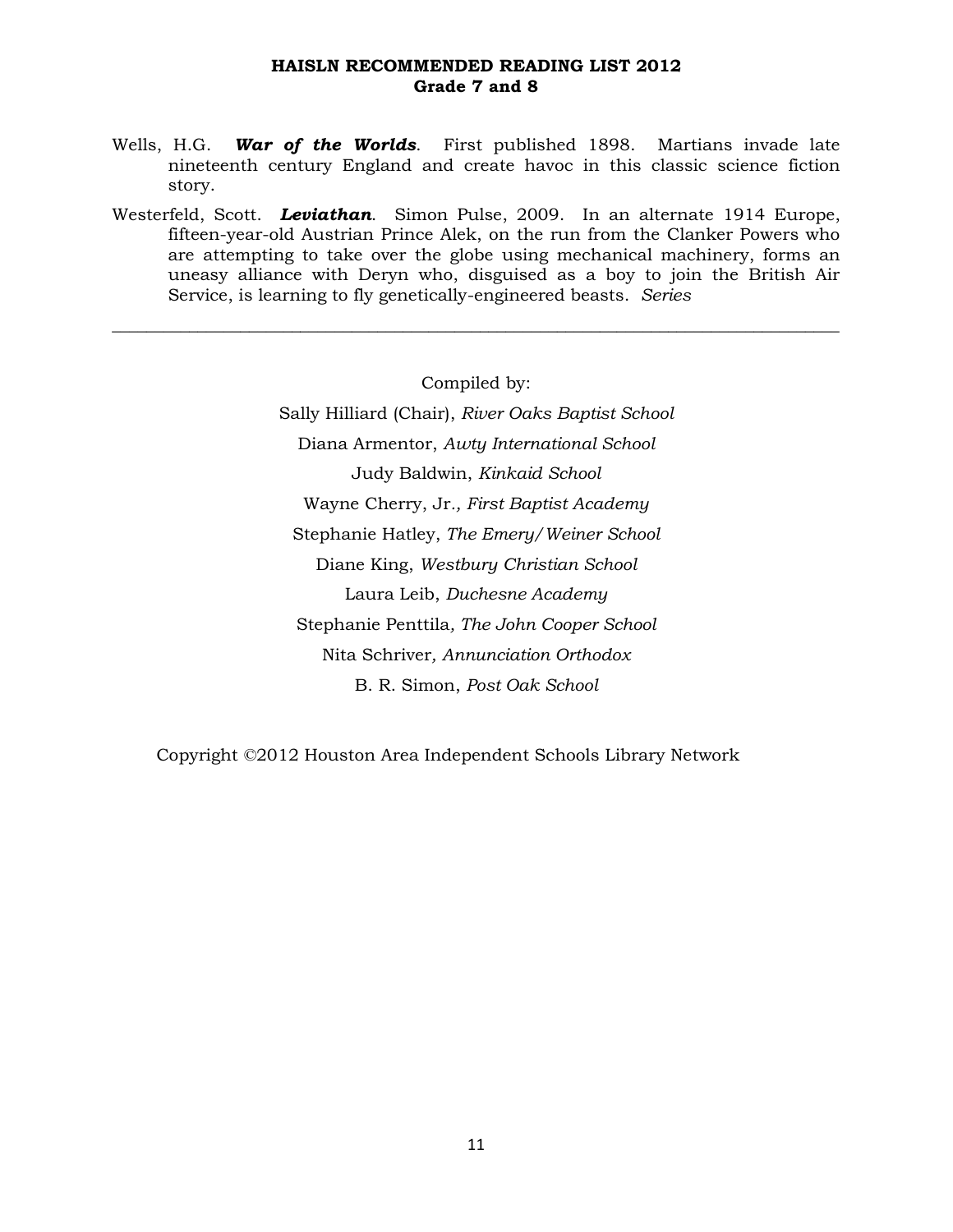Wells, H.G. ***War of the Worlds***. First published 1898. Martians invade late nineteenth century England and create havoc in this classic science fiction story.

Westerfeld, Scott. ***Leviathan***. Simon Pulse, 2009. In an alternate 1914 Europe, fifteen-year-old Austrian Prince Alek, on the run from the Clanker Powers who are attempting to take over the globe using mechanical machinery, forms an uneasy alliance with Deryn who, disguised as a boy to join the British Air Service, is learning to fly genetically-engineered beasts. *Series*

---

Compiled by:

Sally Hilliard (Chair), *River Oaks Baptist School*

Diana Armentor, *Awty International School*

Judy Baldwin, *Kinkaid School*

Wayne Cherry, Jr*., First Baptist Academy*

Stephanie Hatley, *The Emery/Weiner School*

Diane King, *Westbury Christian School*

Laura Leib, *Duchesne Academy*

Stephanie Penttila*, The John Cooper School*

Nita Schriver*, Annunciation Orthodox*

B. R. Simon, *Post Oak School*

Copyright ©2012 Houston Area Independent Schools Library Network